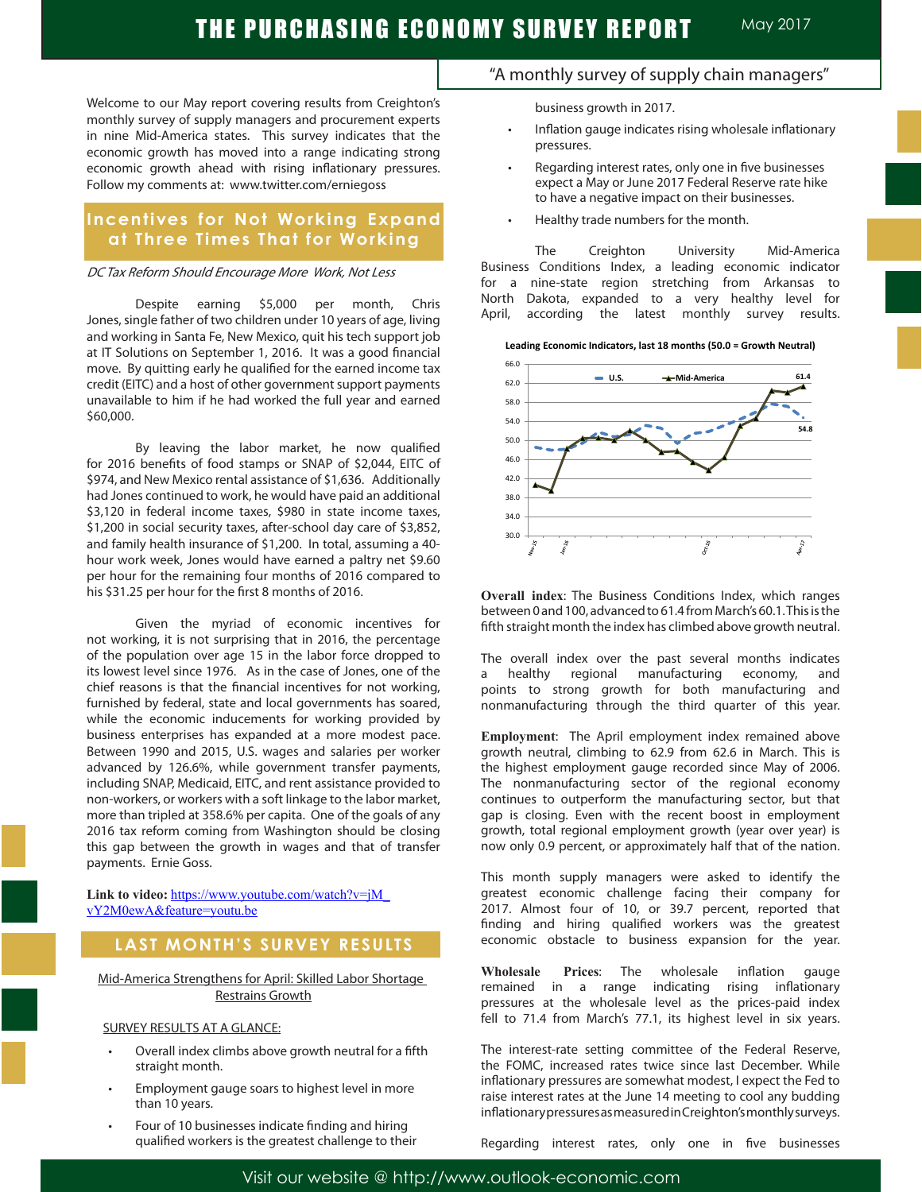# THE PURCHASING ECONOMY SURVEY REPORT

May 2017

"A monthly survey of supply chain managers"

Welcome to our May report covering results from Creighton's monthly survey of supply managers and procurement experts in nine Mid-America states. This survey indicates that the economic growth has moved into a range indicating strong economic growth ahead with rising inflationary pressures. Follow my comments at: www.twitter.com/erniegoss

## Incentives for Not Working Expand at Three Times That for Working

*DC Tax Reform Should Encourage More Work, Not Less*

Despite earning $5,000 per month, Chris Jones, single father of two children under 10 years of age, living and working in Santa Fe, New Mexico, quit his tech support job at IT Solutions on September 1, 2016. It was a good financial move. By quitting early he qualified for the earned income tax credit (EITC) and a host of other government support payments unavailable to him if he had worked the full year and earned $60,000.

By leaving the labor market, he now qualified for 2016 benefits of food stamps or SNAP of $2,044, EITC of $974, and New Mexico rental assistance of $1,636. Additionally had Jones continued to work, he would have paid an additional $3,120 in federal income taxes, $980 in state income taxes, $1,200 in social security taxes, after-school day care of $3,852, and family health insurance of $1,200. In total, assuming a 40-hour work week, Jones would have earned a paltry net $9.60 per hour for the remaining four months of 2016 compared to his $31.25 per hour for the first 8 months of 2016.

Given the myriad of economic incentives for not working, it is not surprising that in 2016, the percentage of the population over age 15 in the labor force dropped to its lowest level since 1976. As in the case of Jones, one of the chief reasons is that the financial incentives for not working, furnished by federal, state and local governments has soared, while the economic inducements for working provided by business enterprises has expanded at a more modest pace. Between 1990 and 2015, U.S. wages and salaries per worker advanced by 126.6%, while government transfer payments, including SNAP, Medicaid, EITC, and rent assistance provided to non-workers, or workers with a soft linkage to the labor market, more than tripled at 358.6% per capita. One of the goals of any 2016 tax reform coming from Washington should be closing this gap between the growth in wages and that of transfer payments. Ernie Goss.

**Link to video:** [https://www.youtube.com/watch?v=jM_vY2M0ewA&feature=youtu.be](https://www.youtube.com/watch?v=jM_vY2M0ewA&feature=youtu.be)

## LAST MONTH'S SURVEY RESULTS

Mid-America Strengthens for April: Skilled Labor Shortage Restrains Growth

SURVEY RESULTS AT A GLANCE:

- Overall index climbs above growth neutral for a fifth straight month.
- Employment gauge soars to highest level in more than 10 years.
- Four of 10 businesses indicate finding and hiring qualified workers is the greatest challenge to their business growth in 2017.
- Inflation gauge indicates rising wholesale inflationary pressures.
- Regarding interest rates, only one in five businesses expect a May or June 2017 Federal Reserve rate hike to have a negative impact on their businesses.
- Healthy trade numbers for the month.

The Creighton University Mid-America Business Conditions Index, a leading economic indicator for a nine-state region stretching from Arkansas to North Dakota, expanded to a very healthy level for April, according the latest monthly survey results.

**Leading Economic Indicators, last 18 months (50.0 = Growth Neutral)**

**Overall index**: The Business Conditions Index, which ranges between 0 and 100, advanced to 61.4 from March's 60.1. This is the fifth straight month the index has climbed above growth neutral.

The overall index over the past several months indicates a healthy regional manufacturing economy, and points to strong growth for both manufacturing and nonmanufacturing through the third quarter of this year.

**Employment**: The April employment index remained above growth neutral, climbing to 62.9 from 62.6 in March. This is the highest employment gauge recorded since May of 2006. The nonmanufacturing sector of the regional economy continues to outperform the manufacturing sector, but that gap is closing. Even with the recent boost in employment growth, total regional employment growth (year over year) is now only 0.9 percent, or approximately half that of the nation.

This month supply managers were asked to identify the greatest economic challenge facing their company for 2017. Almost four of 10, or 39.7 percent, reported that finding and hiring qualified workers was the greatest economic obstacle to business expansion for the year.

**Wholesale Prices**: The wholesale inflation gauge remained in a range indicating rising inflationary pressures at the wholesale level as the prices-paid index fell to 71.4 from March's 77.1, its highest level in six years.

The interest-rate setting committee of the Federal Reserve, the FOMC, increased rates twice since last December. While inflationary pressures are somewhat modest, I expect the Fed to raise interest rates at the June 14 meeting to cool any budding inflationary pressures as measured in Creighton's monthly surveys.

Regarding interest rates, only one in five businesses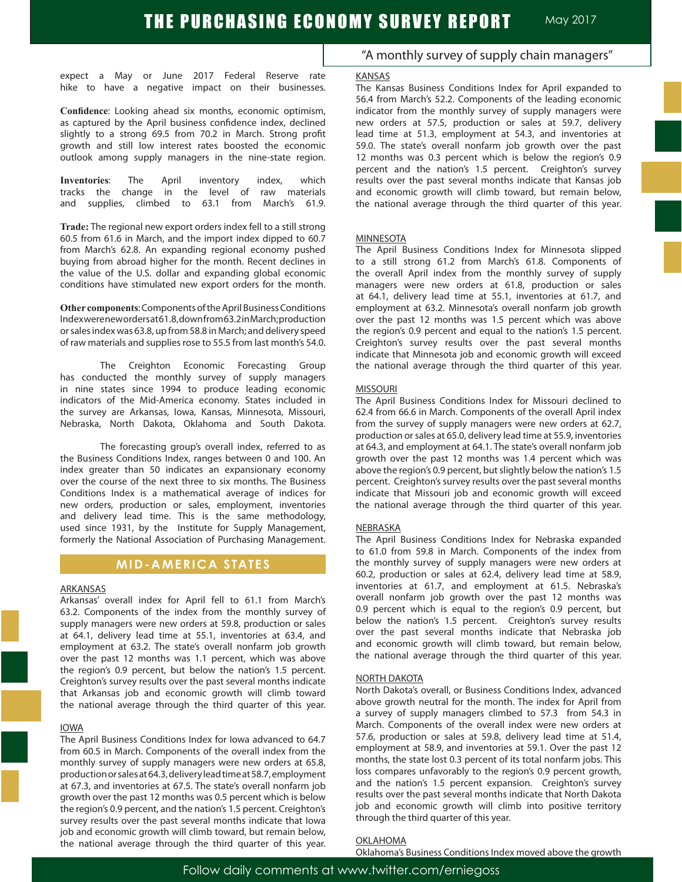expect a May or June 2017 Federal Reserve rate hike to have a negative impact on their businesses.

**Confidence**: Looking ahead six months, economic optimism, as captured by the April business confidence index, declined slightly to a strong 69.5 from 70.2 in March. Strong profit growth and still low interest rates boosted the economic outlook among supply managers in the nine-state region.

**Inventories**: The April inventory index, which tracks the change in the level of raw materials and supplies, climbed to 63.1 from March's 61.9.

**Trade:** The regional new export orders index fell to a still strong 60.5 from 61.6 in March, and the import index dipped to 60.7 from March's 62.8. An expanding regional economy pushed buying from abroad higher for the month. Recent declines in the value of the U.S. dollar and expanding global economic conditions have stimulated new export orders for the month.

**Other components**: Components of the April Business Conditions Index were new orders at 61.8, down from 63.2 in March; production or sales index was 63.8, up from 58.8 in March; and delivery speed of raw materials and supplies rose to 55.5 from last month's 54.0.

The Creighton Economic Forecasting Group has conducted the monthly survey of supply managers in nine states since 1994 to produce leading economic indicators of the Mid-America economy. States included in the survey are Arkansas, Iowa, Kansas, Minnesota, Missouri, Nebraska, North Dakota, Oklahoma and South Dakota.

The forecasting group's overall index, referred to as the Business Conditions Index, ranges between 0 and 100. An index greater than 50 indicates an expansionary economy over the course of the next three to six months. The Business Conditions Index is a mathematical average of indices for new orders, production or sales, employment, inventories and delivery lead time. This is the same methodology, used since 1931, by the Institute for Supply Management, formerly the National Association of Purchasing Management.

## MID-AMERICA STATES

### ARKANSAS

Arkansas' overall index for April fell to 61.1 from March's 63.2. Components of the index from the monthly survey of supply managers were new orders at 59.8, production or sales at 64.1, delivery lead time at 55.1, inventories at 63.4, and employment at 63.2. The state's overall nonfarm job growth over the past 12 months was 1.1 percent, which was above the region's 0.9 percent, but below the nation's 1.5 percent. Creighton's survey results over the past several months indicate that Arkansas job and economic growth will climb toward the national average through the third quarter of this year.

### IOWA

The April Business Conditions Index for Iowa advanced to 64.7 from 60.5 in March. Components of the overall index from the monthly survey of supply managers were new orders at 65.8, production or sales at 64.3, delivery lead time at 58.7, employment at 67.3, and inventories at 67.5. The state's overall nonfarm job growth over the past 12 months was 0.5 percent which is below the region's 0.9 percent, and the nation's 1.5 percent. Creighton's survey results over the past several months indicate that Iowa job and economic growth will climb toward, but remain below, the national average through the third quarter of this year.

### KANSAS

The Kansas Business Conditions Index for April expanded to 56.4 from March's 52.2. Components of the leading economic indicator from the monthly survey of supply managers were new orders at 57.5, production or sales at 59.7, delivery lead time at 51.3, employment at 54.3, and inventories at 59.0. The state's overall nonfarm job growth over the past 12 months was 0.3 percent which is below the region's 0.9 percent and the nation's 1.5 percent. Creighton's survey results over the past several months indicate that Kansas job and economic growth will climb toward, but remain below, the national average through the third quarter of this year.

### MINNESOTA

The April Business Conditions Index for Minnesota slipped to a still strong 61.2 from March's 61.8. Components of the overall April index from the monthly survey of supply managers were new orders at 61.8, production or sales at 64.1, delivery lead time at 55.1, inventories at 61.7, and employment at 63.2. Minnesota's overall nonfarm job growth over the past 12 months was 1.5 percent which was above the region's 0.9 percent and equal to the nation's 1.5 percent. Creighton's survey results over the past several months indicate that Minnesota job and economic growth will exceed the national average through the third quarter of this year.

### MISSOURI

The April Business Conditions Index for Missouri declined to 62.4 from 66.6 in March. Components of the overall April index from the survey of supply managers were new orders at 62.7, production or sales at 65.0, delivery lead time at 55.9, inventories at 64.3, and employment at 64.1. The state's overall nonfarm job growth over the past 12 months was 1.4 percent which was above the region's 0.9 percent, but slightly below the nation's 1.5 percent. Creighton's survey results over the past several months indicate that Missouri job and economic growth will exceed the national average through the third quarter of this year.

### NEBRASKA

The April Business Conditions Index for Nebraska expanded to 61.0 from 59.8 in March. Components of the index from the monthly survey of supply managers were new orders at 60.2, production or sales at 62.4, delivery lead time at 58.9, inventories at 61.7, and employment at 61.5. Nebraska's overall nonfarm job growth over the past 12 months was 0.9 percent which is equal to the region's 0.9 percent, but below the nation's 1.5 percent. Creighton's survey results over the past several months indicate that Nebraska job and economic growth will climb toward, but remain below, the national average through the third quarter of this year.

### NORTH DAKOTA

North Dakota's overall, or Business Conditions Index, advanced above growth neutral for the month. The index for April from a survey of supply managers climbed to 57.3 from 54.3 in March. Components of the overall index were new orders at 57.6, production or sales at 59.8, delivery lead time at 51.4, employment at 58.9, and inventories at 59.1. Over the past 12 months, the state lost 0.3 percent of its total nonfarm jobs. This loss compares unfavorably to the region's 0.9 percent growth, and the nation's 1.5 percent expansion. Creighton's survey results over the past several months indicate that North Dakota job and economic growth will climb into positive territory through the third quarter of this year.

### OKLAHOMA

Oklahoma's Business Conditions Index moved above the growth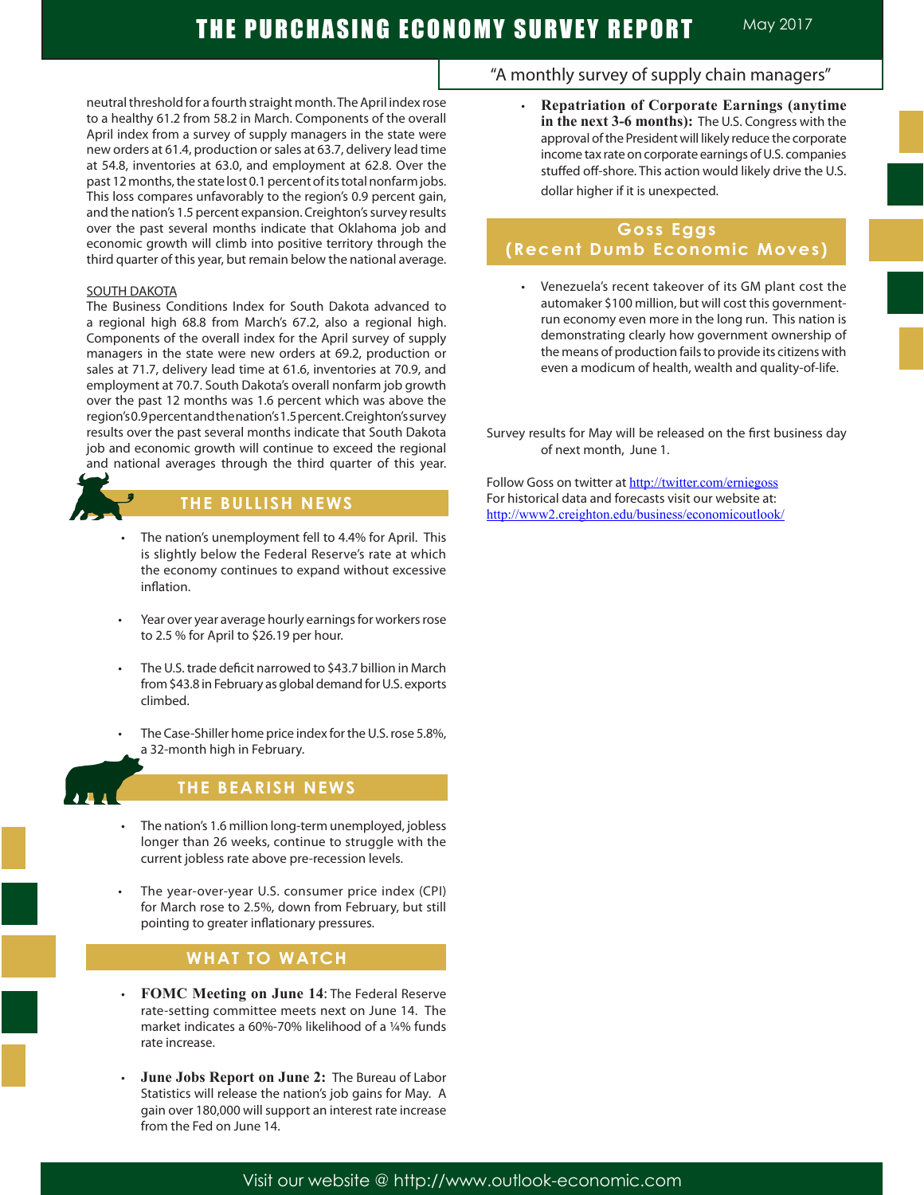neutral threshold for a fourth straight month. The April index rose to a healthy 61.2 from 58.2 in March. Components of the overall April index from a survey of supply managers in the state were new orders at 61.4, production or sales at 63.7, delivery lead time at 54.8, inventories at 63.0, and employment at 62.8. Over the past 12 months, the state lost 0.1 percent of its total nonfarm jobs. This loss compares unfavorably to the region's 0.9 percent gain, and the nation's 1.5 percent expansion. Creighton's survey results over the past several months indicate that Oklahoma job and economic growth will climb into positive territory through the third quarter of this year, but remain below the national average.

SOUTH DAKOTA

The Business Conditions Index for South Dakota advanced to a regional high 68.8 from March's 67.2, also a regional high. Components of the overall index for the April survey of supply managers in the state were new orders at 69.2, production or sales at 71.7, delivery lead time at 61.6, inventories at 70.9, and employment at 70.7. South Dakota's overall nonfarm job growth over the past 12 months was 1.6 percent which was above the region's 0.9 percent and the nation's 1.5 percent. Creighton's survey results over the past several months indicate that South Dakota job and economic growth will continue to exceed the regional and national averages through the third quarter of this year.

## THE BULLISH NEWS

- The nation's unemployment fell to 4.4% for April. This is slightly below the Federal Reserve's rate at which the economy continues to expand without excessive inflation.
- Year over year average hourly earnings for workers rose to 2.5 % for April to $26.19 per hour.
- The U.S. trade deficit narrowed to $43.7 billion in March from $43.8 in February as global demand for U.S. exports climbed.
- The Case-Shiller home price index for the U.S. rose 5.8%, a 32-month high in February.

## THE BEARISH NEWS

- The nation's 1.6 million long-term unemployed, jobless longer than 26 weeks, continue to struggle with the current jobless rate above pre-recession levels.
- The year-over-year U.S. consumer price index (CPI) for March rose to 2.5%, down from February, but still pointing to greater inflationary pressures.

## WHAT TO WATCH

- **FOMC Meeting on June 14**: The Federal Reserve rate-setting committee meets next on June 14. The market indicates a 60%-70% likelihood of a ¼% funds rate increase.
- **June Jobs Report on June 2:** The Bureau of Labor Statistics will release the nation's job gains for May. A gain over 180,000 will support an interest rate increase from the Fed on June 14.
- **Repatriation of Corporate Earnings (anytime in the next 3-6 months):** The U.S. Congress with the approval of the President will likely reduce the corporate income tax rate on corporate earnings of U.S. companies stuffed off-shore. This action would likely drive the U.S. dollar higher if it is unexpected.

## Goss Eggs (Recent Dumb Economic Moves)

- Venezuela's recent takeover of its GM plant cost the automaker $100 million, but will cost this government-run economy even more in the long run. This nation is demonstrating clearly how government ownership of the means of production fails to provide its citizens with even a modicum of health, wealth and quality-of-life.

Survey results for May will be released on the first business day of next month, June 1.

Follow Goss on twitter at http://twitter.com/erniegoss
For historical data and forecasts visit our website at:
http://www2.creighton.edu/business/economicoutlook/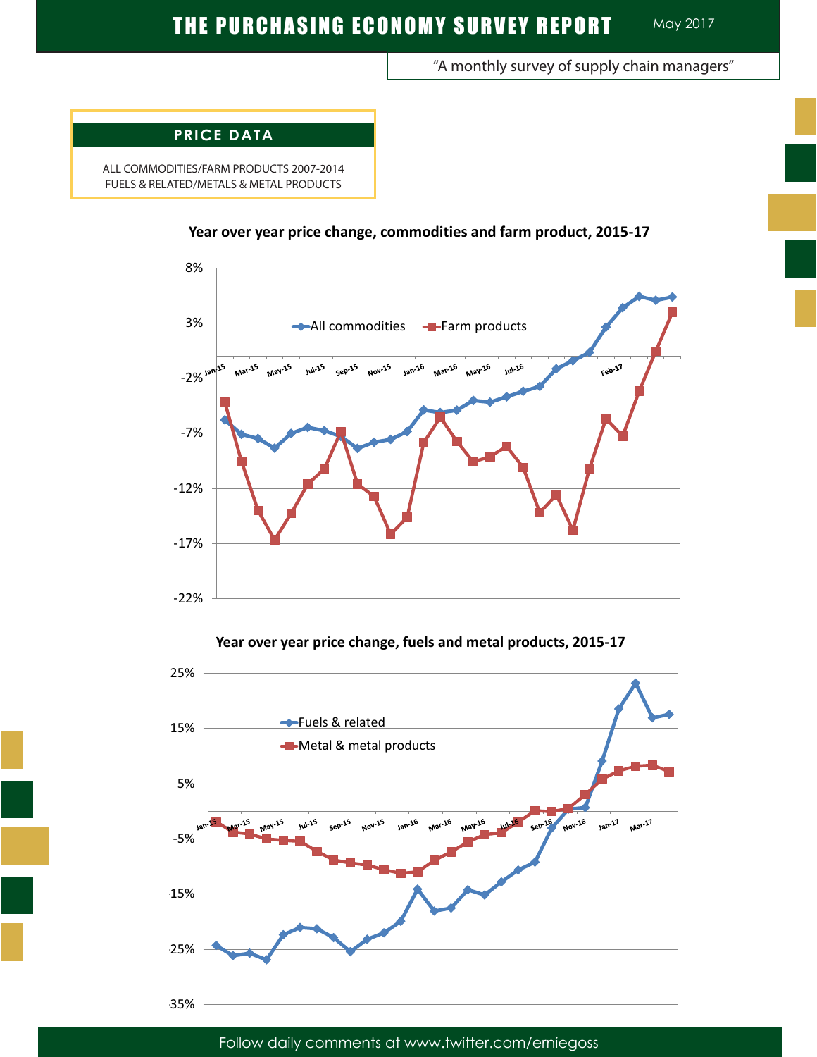# THE PURCHASING ECONOMY SURVEY REPORT

May 2017

"A monthly survey of supply chain managers"

## PRICE DATA

ALL COMMODITIES/FARM PRODUCTS 2007-2014
FUELS & RELATED/METALS & METAL PRODUCTS

**Year over year price change, commodities and farm product, 2015-17**

8%
3%
-2%
-7%
-12%
-17%
-22%

Jan-15 Mar-15 May-15 Jul-15 Sep-15 Nov-15 Jan-16 Mar-16 May-16 Jul-16 Feb-17

All commodities
Farm products

**Year over year price change, fuels and metal products, 2015-17**

25%
15%
5%
-5%
-15%
25%
35%

Jan-15 Mar-15 May-15 Jul-15 Sep-15 Nov-15 Jan-16 Mar-16 May-16 Jul-16 Sep-16 Nov-16 Jan-17 Mar-17

Fuels & related
Metal & metal products

Follow daily comments at www.twitter.com/erniegoss